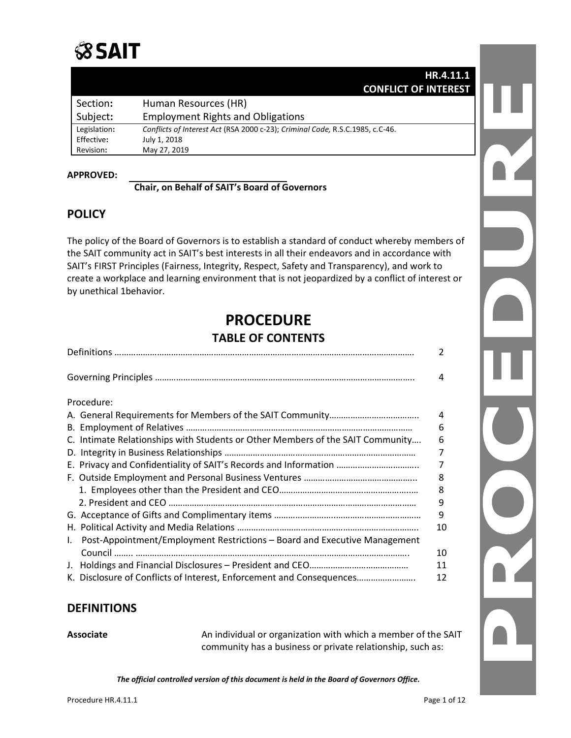SAIT

**HR.4.11.1**
**CONFLICT OF INTEREST**

| | |
|---|---|
| Section: | Human Resources (HR) |
| Subject: | Employment Rights and Obligations |
| Legislation: | *Conflicts of Interest Act* (RSA 2000 c-23); *Criminal Code,* R.S.C.1985, c.C-46. |
| Effective: | July 1, 2018 |
| Revision: | May 27, 2019 |

**APPROVED:** ______________________________

**Chair, on Behalf of SAIT's Board of Governors**

## POLICY

The policy of the Board of Governors is to establish a standard of conduct whereby members of the SAIT community act in SAIT's best interests in all their endeavors and in accordance with SAIT's FIRST Principles (Fairness, Integrity, Respect, Safety and Transparency), and work to create a workplace and learning environment that is not jeopardized by a conflict of interest or by unethical 1behavior.

# PROCEDURE

## TABLE OF CONTENTS

| | |
|---|---|
| Definitions …………………………………………………………………………………………………………… | 2 |
| Governing Principles ………………………………………………………………………………………….. | 4 |
| Procedure: | |
| A. General Requirements for Members of the SAIT Community……………………………….. | 4 |
| B. Employment of Relatives …………………………………………………………………………… | 6 |
| C. Intimate Relationships with Students or Other Members of the SAIT Community…. | 6 |
| D. Integrity in Business Relationships ……………………………………………………………… | 7 |
| E. Privacy and Confidentiality of SAIT's Records and Information …………………………….. | 7 |
| F. Outside Employment and Personal Business Ventures ………………………………………... | 8 |
| 1. Employees other than the President and CEO……………………………………………..… | 8 |
| 2. President and CEO ……………………………………………………………………………… | 9 |
| G. Acceptance of Gifts and Complimentary items ……………………….……………………… | 9 |
| H. Political Activity and Media Relations ………………………………………………………….. | 10 |
| I. Post-Appointment/Employment Restrictions – Board and Executive Management Council …….. …………………………………………………………………………………………. | 10 |
| J. Holdings and Financial Disclosures – President and CEO…………………………………… | 11 |
| K. Disclosure of Conflicts of Interest, Enforcement and Consequences……………………. | 12 |

## DEFINITIONS

**Associate** An individual or organization with which a member of the SAIT community has a business or private relationship, such as:

***The official controlled version of this document is held in the Board of Governors Office.***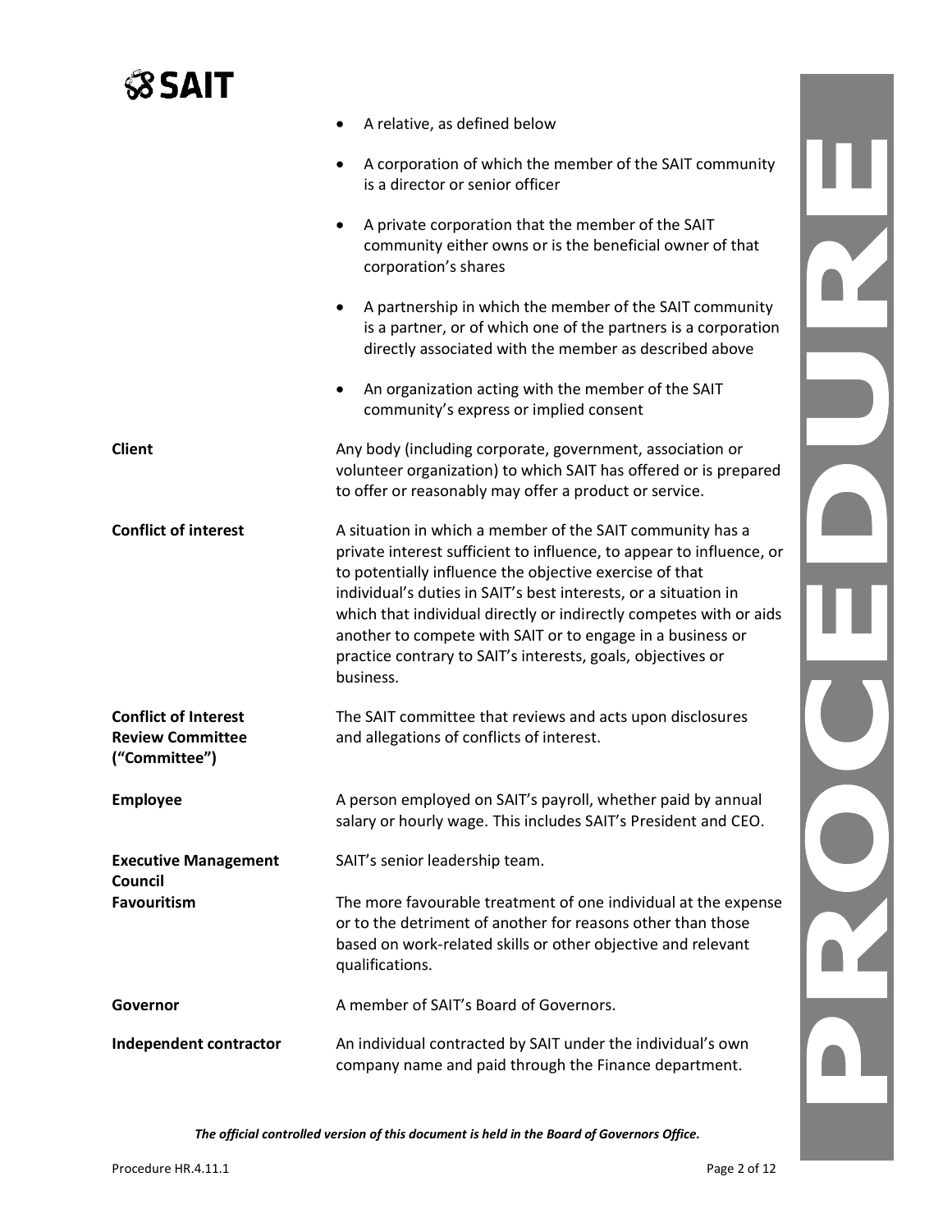- A relative, as defined below
- A corporation of which the member of the SAIT community is a director or senior officer
- A private corporation that the member of the SAIT community either owns or is the beneficial owner of that corporation's shares
- A partnership in which the member of the SAIT community is a partner, or of which one of the partners is a corporation directly associated with the member as described above
- An organization acting with the member of the SAIT community's express or implied consent

| | |
|---|---|
| **Client** | Any body (including corporate, government, association or volunteer organization) to which SAIT has offered or is prepared to offer or reasonably may offer a product or service. |
| **Conflict of interest** | A situation in which a member of the SAIT community has a private interest sufficient to influence, to appear to influence, or to potentially influence the objective exercise of that individual's duties in SAIT's best interests, or a situation in which that individual directly or indirectly competes with or aids another to compete with SAIT or to engage in a business or practice contrary to SAIT's interests, goals, objectives or business. |
| **Conflict of Interest Review Committee ("Committee")** | The SAIT committee that reviews and acts upon disclosures and allegations of conflicts of interest. |
| **Employee** | A person employed on SAIT's payroll, whether paid by annual salary or hourly wage. This includes SAIT's President and CEO. |
| **Executive Management Council** | SAIT's senior leadership team. |
| **Favouritism** | The more favourable treatment of one individual at the expense or to the detriment of another for reasons other than those based on work-related skills or other objective and relevant qualifications. |
| **Governor** | A member of SAIT's Board of Governors. |
| **Independent contractor** | An individual contracted by SAIT under the individual's own company name and paid through the Finance department. |

*The official controlled version of this document is held in the Board of Governors Office.*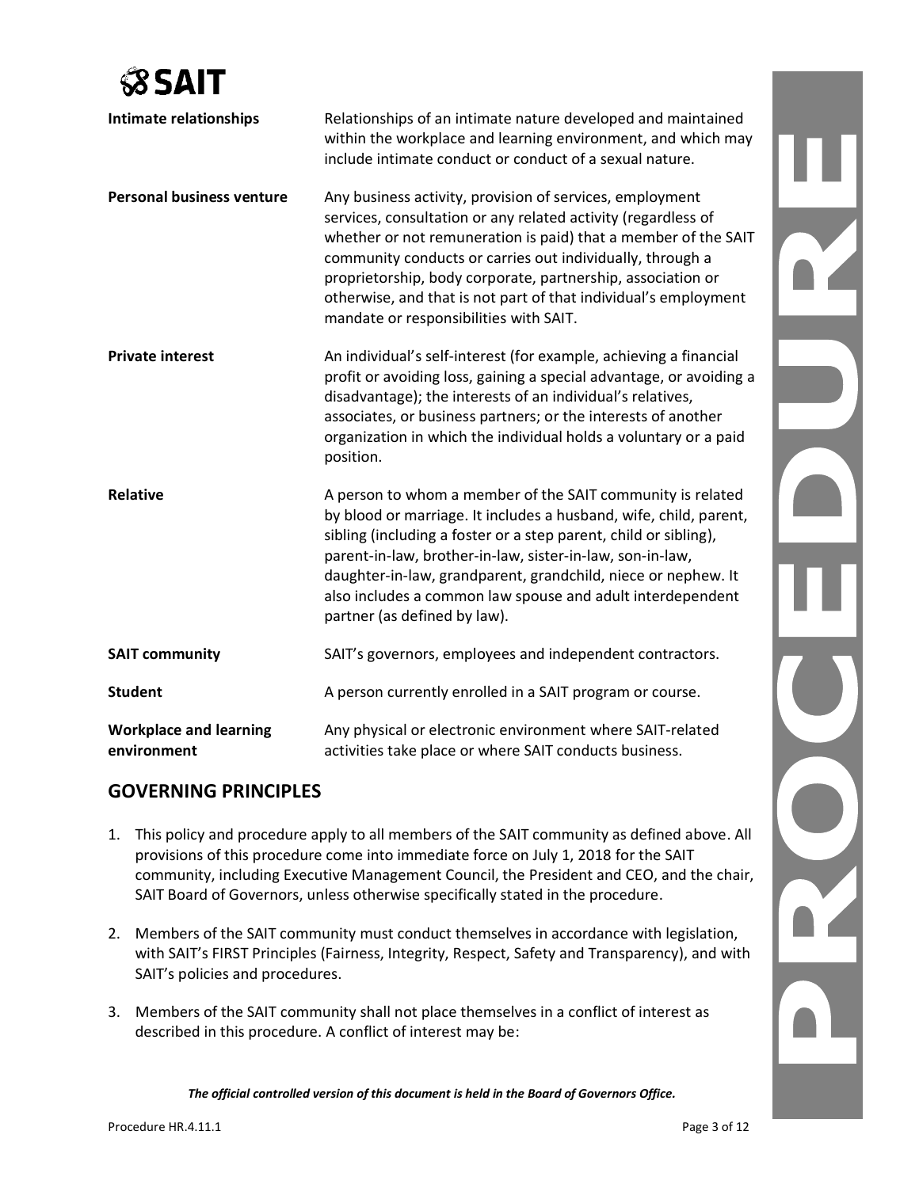| | |
|---|---|
| **Intimate relationships** | Relationships of an intimate nature developed and maintained within the workplace and learning environment, and which may include intimate conduct or conduct of a sexual nature. |
| **Personal business venture** | Any business activity, provision of services, employment services, consultation or any related activity (regardless of whether or not remuneration is paid) that a member of the SAIT community conducts or carries out individually, through a proprietorship, body corporate, partnership, association or otherwise, and that is not part of that individual's employment mandate or responsibilities with SAIT. |
| **Private interest** | An individual's self-interest (for example, achieving a financial profit or avoiding loss, gaining a special advantage, or avoiding a disadvantage); the interests of an individual's relatives, associates, or business partners; or the interests of another organization in which the individual holds a voluntary or a paid position. |
| **Relative** | A person to whom a member of the SAIT community is related by blood or marriage. It includes a husband, wife, child, parent, sibling (including a foster or a step parent, child or sibling), parent-in-law, brother-in-law, sister-in-law, son-in-law, daughter-in-law, grandparent, grandchild, niece or nephew. It also includes a common law spouse and adult interdependent partner (as defined by law). |
| **SAIT community** | SAIT's governors, employees and independent contractors. |
| **Student** | A person currently enrolled in a SAIT program or course. |
| **Workplace and learning environment** | Any physical or electronic environment where SAIT-related activities take place or where SAIT conducts business. |

## GOVERNING PRINCIPLES

1. This policy and procedure apply to all members of the SAIT community as defined above. All provisions of this procedure come into immediate force on July 1, 2018 for the SAIT community, including Executive Management Council, the President and CEO, and the chair, SAIT Board of Governors, unless otherwise specifically stated in the procedure.

2. Members of the SAIT community must conduct themselves in accordance with legislation, with SAIT's FIRST Principles (Fairness, Integrity, Respect, Safety and Transparency), and with SAIT's policies and procedures.

3. Members of the SAIT community shall not place themselves in a conflict of interest as described in this procedure. A conflict of interest may be: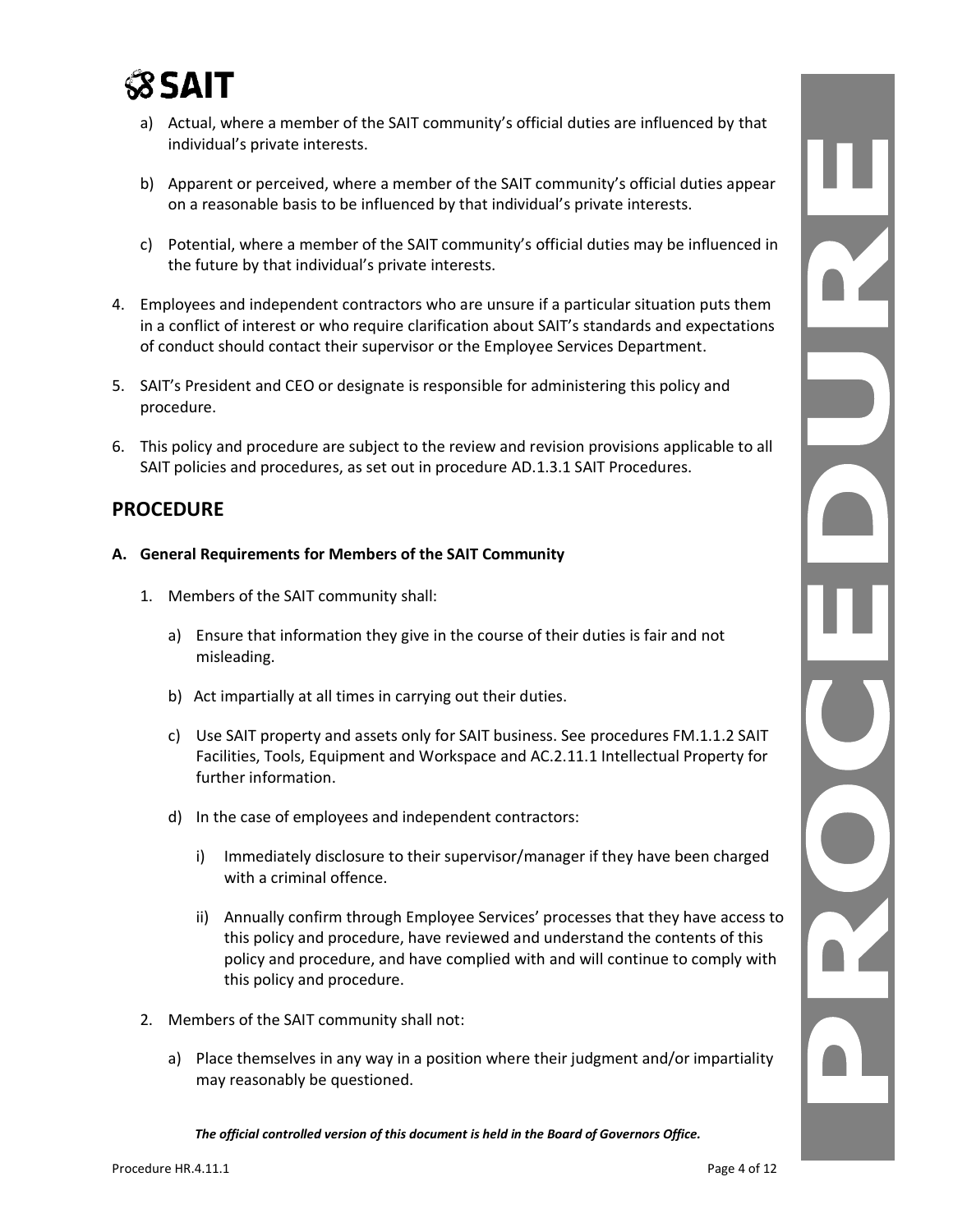a) Actual, where a member of the SAIT community's official duties are influenced by that individual's private interests.

b) Apparent or perceived, where a member of the SAIT community's official duties appear on a reasonable basis to be influenced by that individual's private interests.

c) Potential, where a member of the SAIT community's official duties may be influenced in the future by that individual's private interests.

4. Employees and independent contractors who are unsure if a particular situation puts them in a conflict of interest or who require clarification about SAIT's standards and expectations of conduct should contact their supervisor or the Employee Services Department.

5. SAIT's President and CEO or designate is responsible for administering this policy and procedure.

6. This policy and procedure are subject to the review and revision provisions applicable to all SAIT policies and procedures, as set out in procedure AD.1.3.1 SAIT Procedures.

## PROCEDURE

### A. General Requirements for Members of the SAIT Community

1. Members of the SAIT community shall:

   a) Ensure that information they give in the course of their duties is fair and not misleading.

   b) Act impartially at all times in carrying out their duties.

   c) Use SAIT property and assets only for SAIT business. See procedures FM.1.1.2 SAIT Facilities, Tools, Equipment and Workspace and AC.2.11.1 Intellectual Property for further information.

   d) In the case of employees and independent contractors:

      i) Immediately disclosure to their supervisor/manager if they have been charged with a criminal offence.

      ii) Annually confirm through Employee Services' processes that they have access to this policy and procedure, have reviewed and understand the contents of this policy and procedure, and have complied with and will continue to comply with this policy and procedure.

2. Members of the SAIT community shall not:

   a) Place themselves in any way in a position where their judgment and/or impartiality may reasonably be questioned.

*The official controlled version of this document is held in the Board of Governors Office.*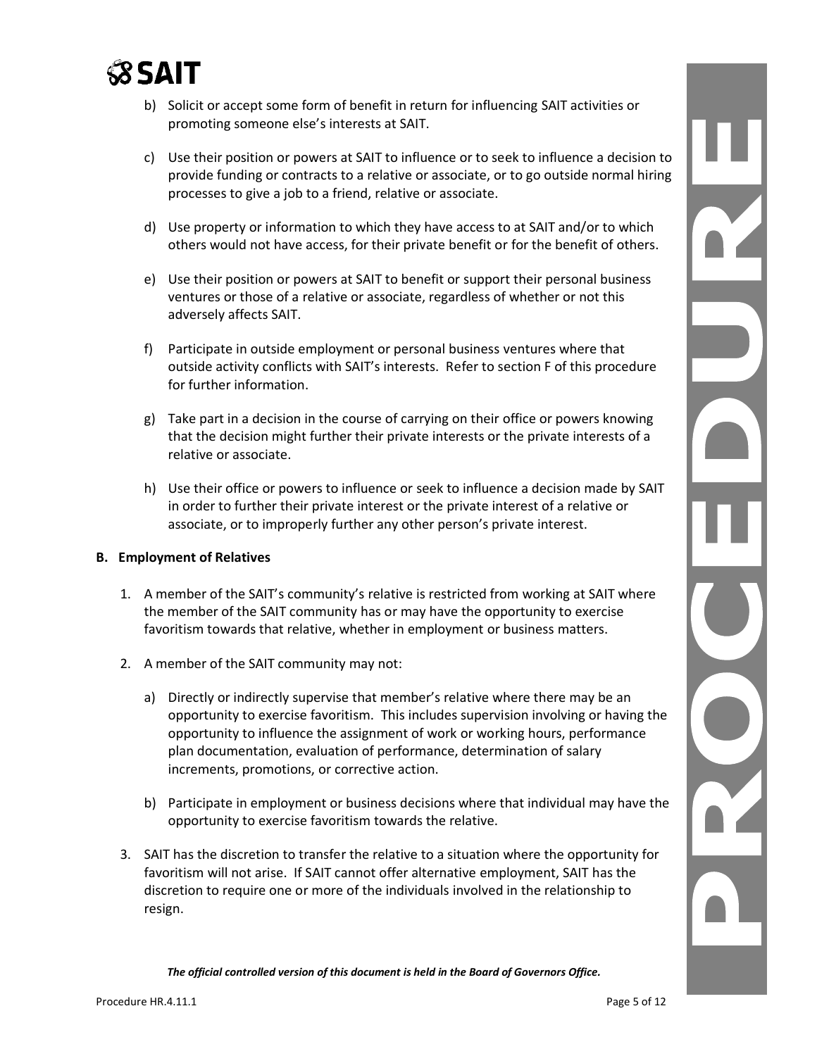b) Solicit or accept some form of benefit in return for influencing SAIT activities or promoting someone else's interests at SAIT.

c) Use their position or powers at SAIT to influence or to seek to influence a decision to provide funding or contracts to a relative or associate, or to go outside normal hiring processes to give a job to a friend, relative or associate.

d) Use property or information to which they have access to at SAIT and/or to which others would not have access, for their private benefit or for the benefit of others.

e) Use their position or powers at SAIT to benefit or support their personal business ventures or those of a relative or associate, regardless of whether or not this adversely affects SAIT.

f) Participate in outside employment or personal business ventures where that outside activity conflicts with SAIT's interests. Refer to section F of this procedure for further information.

g) Take part in a decision in the course of carrying on their office or powers knowing that the decision might further their private interests or the private interests of a relative or associate.

h) Use their office or powers to influence or seek to influence a decision made by SAIT in order to further their private interest or the private interest of a relative or associate, or to improperly further any other person's private interest.

**B. Employment of Relatives**

1. A member of the SAIT's community's relative is restricted from working at SAIT where the member of the SAIT community has or may have the opportunity to exercise favoritism towards that relative, whether in employment or business matters.

2. A member of the SAIT community may not:

   a) Directly or indirectly supervise that member's relative where there may be an opportunity to exercise favoritism. This includes supervision involving or having the opportunity to influence the assignment of work or working hours, performance plan documentation, evaluation of performance, determination of salary increments, promotions, or corrective action.

   b) Participate in employment or business decisions where that individual may have the opportunity to exercise favoritism towards the relative.

3. SAIT has the discretion to transfer the relative to a situation where the opportunity for favoritism will not arise. If SAIT cannot offer alternative employment, SAIT has the discretion to require one or more of the individuals involved in the relationship to resign.

***The official controlled version of this document is held in the Board of Governors Office.***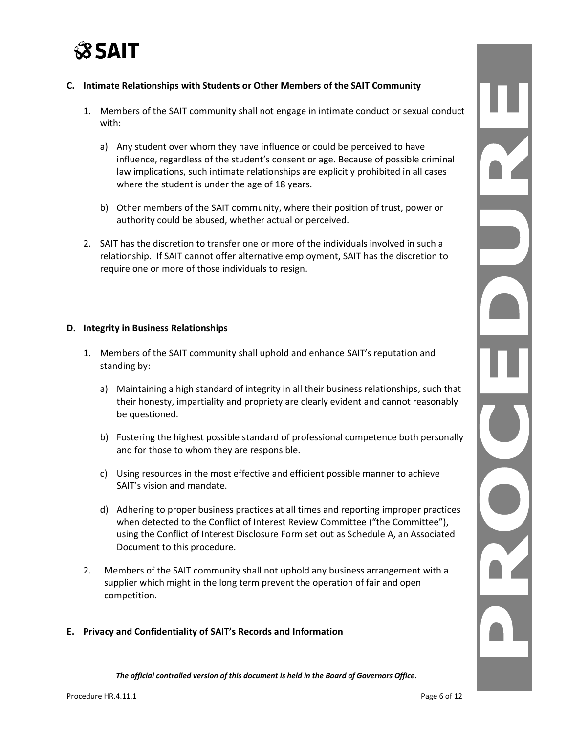### C. Intimate Relationships with Students or Other Members of the SAIT Community

1. Members of the SAIT community shall not engage in intimate conduct or sexual conduct with:

   a) Any student over whom they have influence or could be perceived to have influence, regardless of the student's consent or age. Because of possible criminal law implications, such intimate relationships are explicitly prohibited in all cases where the student is under the age of 18 years.

   b) Other members of the SAIT community, where their position of trust, power or authority could be abused, whether actual or perceived.

2. SAIT has the discretion to transfer one or more of the individuals involved in such a relationship. If SAIT cannot offer alternative employment, SAIT has the discretion to require one or more of those individuals to resign.

### D. Integrity in Business Relationships

1. Members of the SAIT community shall uphold and enhance SAIT's reputation and standing by:

   a) Maintaining a high standard of integrity in all their business relationships, such that their honesty, impartiality and propriety are clearly evident and cannot reasonably be questioned.

   b) Fostering the highest possible standard of professional competence both personally and for those to whom they are responsible.

   c) Using resources in the most effective and efficient possible manner to achieve SAIT's vision and mandate.

   d) Adhering to proper business practices at all times and reporting improper practices when detected to the Conflict of Interest Review Committee ("the Committee"), using the Conflict of Interest Disclosure Form set out as Schedule A, an Associated Document to this procedure.

2. Members of the SAIT community shall not uphold any business arrangement with a supplier which might in the long term prevent the operation of fair and open competition.

### E. Privacy and Confidentiality of SAIT's Records and Information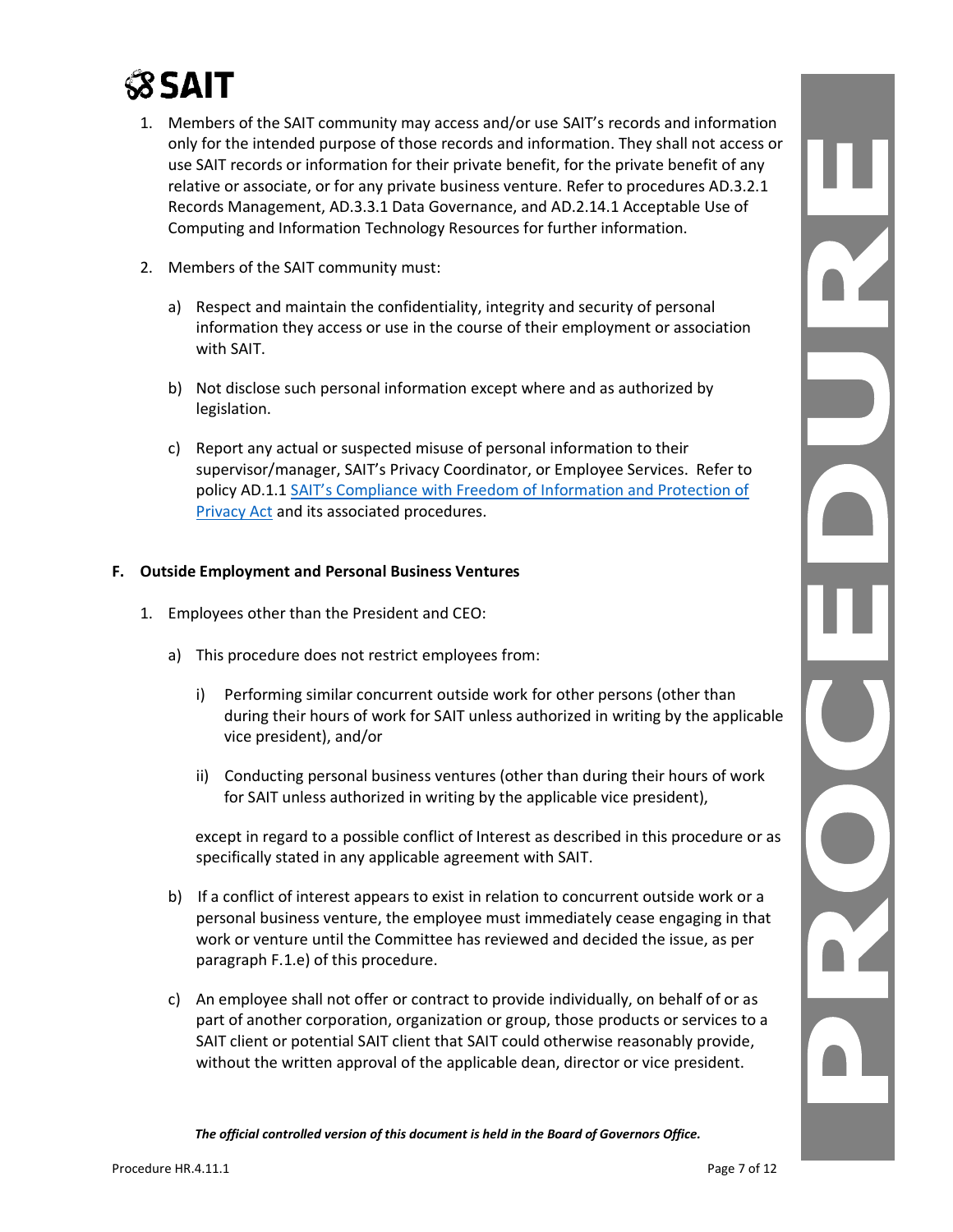1. Members of the SAIT community may access and/or use SAIT's records and information only for the intended purpose of those records and information. They shall not access or use SAIT records or information for their private benefit, for the private benefit of any relative or associate, or for any private business venture. Refer to procedures AD.3.2.1 Records Management, AD.3.3.1 Data Governance, and AD.2.14.1 Acceptable Use of Computing and Information Technology Resources for further information.

2. Members of the SAIT community must:

   a) Respect and maintain the confidentiality, integrity and security of personal information they access or use in the course of their employment or association with SAIT.

   b) Not disclose such personal information except where and as authorized by legislation.

   c) Report any actual or suspected misuse of personal information to their supervisor/manager, SAIT's Privacy Coordinator, or Employee Services. Refer to policy AD.1.1 [SAIT's Compliance with Freedom of Information and Protection of Privacy Act]() and its associated procedures.

**F. Outside Employment and Personal Business Ventures**

1. Employees other than the President and CEO:

   a) This procedure does not restrict employees from:

      i) Performing similar concurrent outside work for other persons (other than during their hours of work for SAIT unless authorized in writing by the applicable vice president), and/or

      ii) Conducting personal business ventures (other than during their hours of work for SAIT unless authorized in writing by the applicable vice president),

      except in regard to a possible conflict of Interest as described in this procedure or as specifically stated in any applicable agreement with SAIT.

   b) If a conflict of interest appears to exist in relation to concurrent outside work or a personal business venture, the employee must immediately cease engaging in that work or venture until the Committee has reviewed and decided the issue, as per paragraph F.1.e) of this procedure.

   c) An employee shall not offer or contract to provide individually, on behalf of or as part of another corporation, organization or group, those products or services to a SAIT client or potential SAIT client that SAIT could otherwise reasonably provide, without the written approval of the applicable dean, director or vice president.

*The official controlled version of this document is held in the Board of Governors Office.*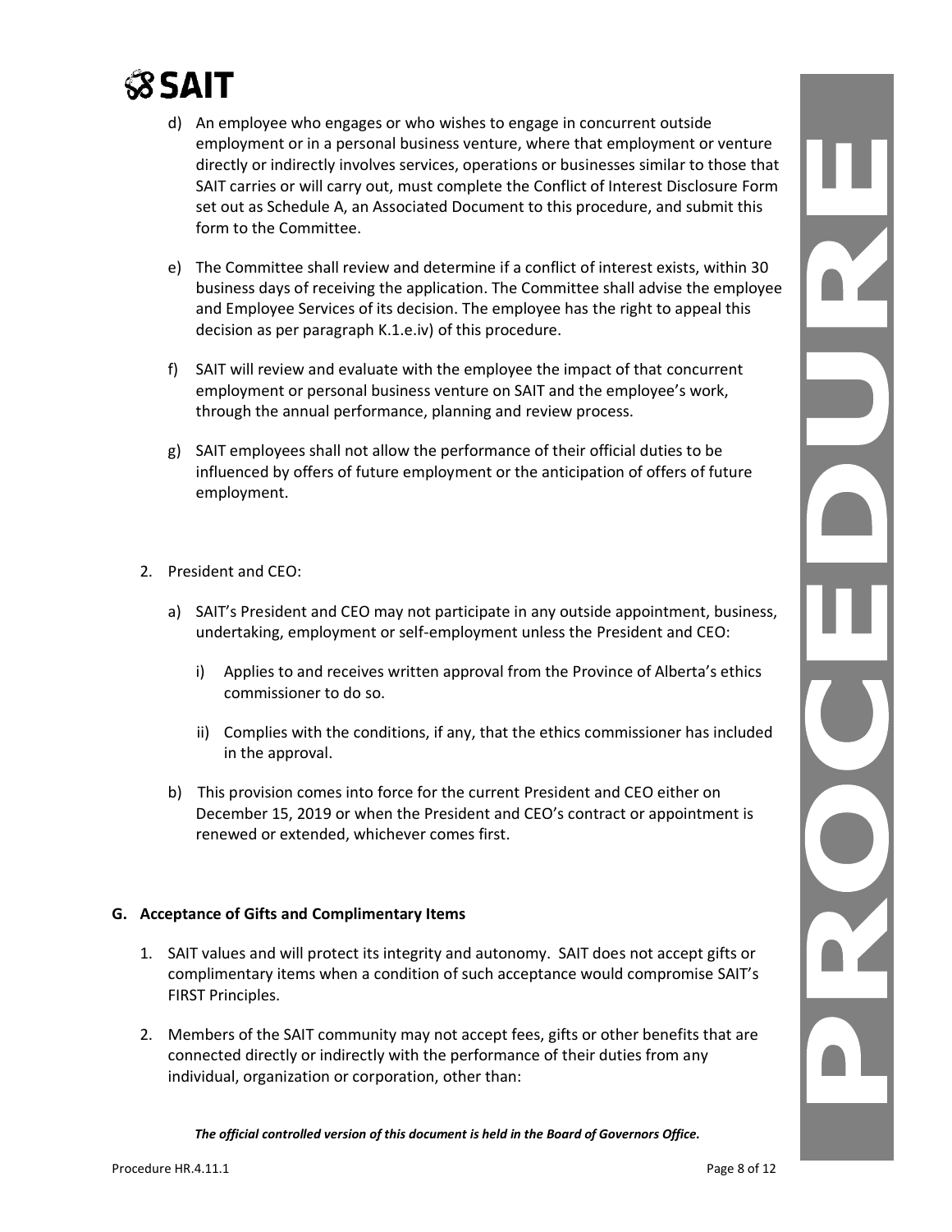d) An employee who engages or who wishes to engage in concurrent outside employment or in a personal business venture, where that employment or venture directly or indirectly involves services, operations or businesses similar to those that SAIT carries or will carry out, must complete the Conflict of Interest Disclosure Form set out as Schedule A, an Associated Document to this procedure, and submit this form to the Committee.

e) The Committee shall review and determine if a conflict of interest exists, within 30 business days of receiving the application. The Committee shall advise the employee and Employee Services of its decision. The employee has the right to appeal this decision as per paragraph K.1.e.iv) of this procedure.

f) SAIT will review and evaluate with the employee the impact of that concurrent employment or personal business venture on SAIT and the employee's work, through the annual performance, planning and review process.

g) SAIT employees shall not allow the performance of their official duties to be influenced by offers of future employment or the anticipation of offers of future employment.

2. President and CEO:

a) SAIT's President and CEO may not participate in any outside appointment, business, undertaking, employment or self-employment unless the President and CEO:

i) Applies to and receives written approval from the Province of Alberta's ethics commissioner to do so.

ii) Complies with the conditions, if any, that the ethics commissioner has included in the approval.

b) This provision comes into force for the current President and CEO either on December 15, 2019 or when the President and CEO's contract or appointment is renewed or extended, whichever comes first.

**G. Acceptance of Gifts and Complimentary Items**

1. SAIT values and will protect its integrity and autonomy. SAIT does not accept gifts or complimentary items when a condition of such acceptance would compromise SAIT's FIRST Principles.

2. Members of the SAIT community may not accept fees, gifts or other benefits that are connected directly or indirectly with the performance of their duties from any individual, organization or corporation, other than: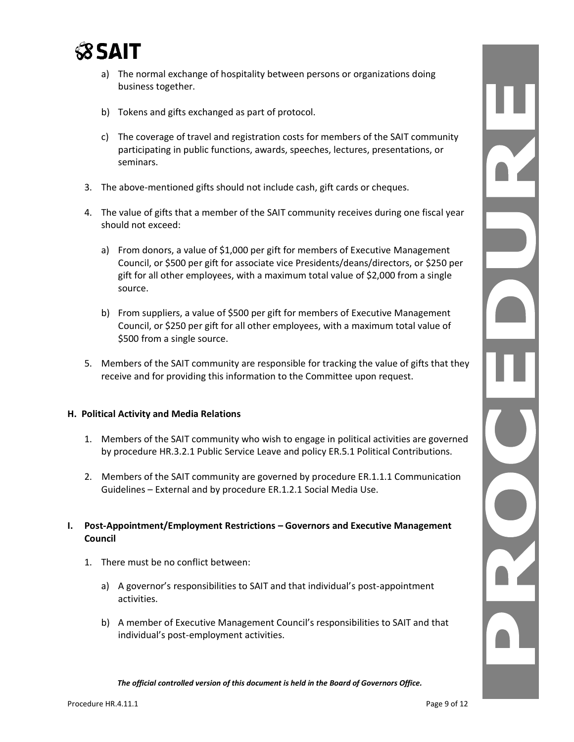a) The normal exchange of hospitality between persons or organizations doing business together.

b) Tokens and gifts exchanged as part of protocol.

c) The coverage of travel and registration costs for members of the SAIT community participating in public functions, awards, speeches, lectures, presentations, or seminars.

3. The above-mentioned gifts should not include cash, gift cards or cheques.

4. The value of gifts that a member of the SAIT community receives during one fiscal year should not exceed:

   a) From donors, a value of $1,000 per gift for members of Executive Management Council, or $500 per gift for associate vice Presidents/deans/directors, or $250 per gift for all other employees, with a maximum total value of $2,000 from a single source.

   b) From suppliers, a value of $500 per gift for members of Executive Management Council, or $250 per gift for all other employees, with a maximum total value of $500 from a single source.

5. Members of the SAIT community are responsible for tracking the value of gifts that they receive and for providing this information to the Committee upon request.

**H. Political Activity and Media Relations**

1. Members of the SAIT community who wish to engage in political activities are governed by procedure HR.3.2.1 Public Service Leave and policy ER.5.1 Political Contributions.

2. Members of the SAIT community are governed by procedure ER.1.1.1 Communication Guidelines – External and by procedure ER.1.2.1 Social Media Use.

**I. Post-Appointment/Employment Restrictions – Governors and Executive Management Council**

1. There must be no conflict between:

   a) A governor's responsibilities to SAIT and that individual's post-appointment activities.

   b) A member of Executive Management Council's responsibilities to SAIT and that individual's post-employment activities.

*The official controlled version of this document is held in the Board of Governors Office.*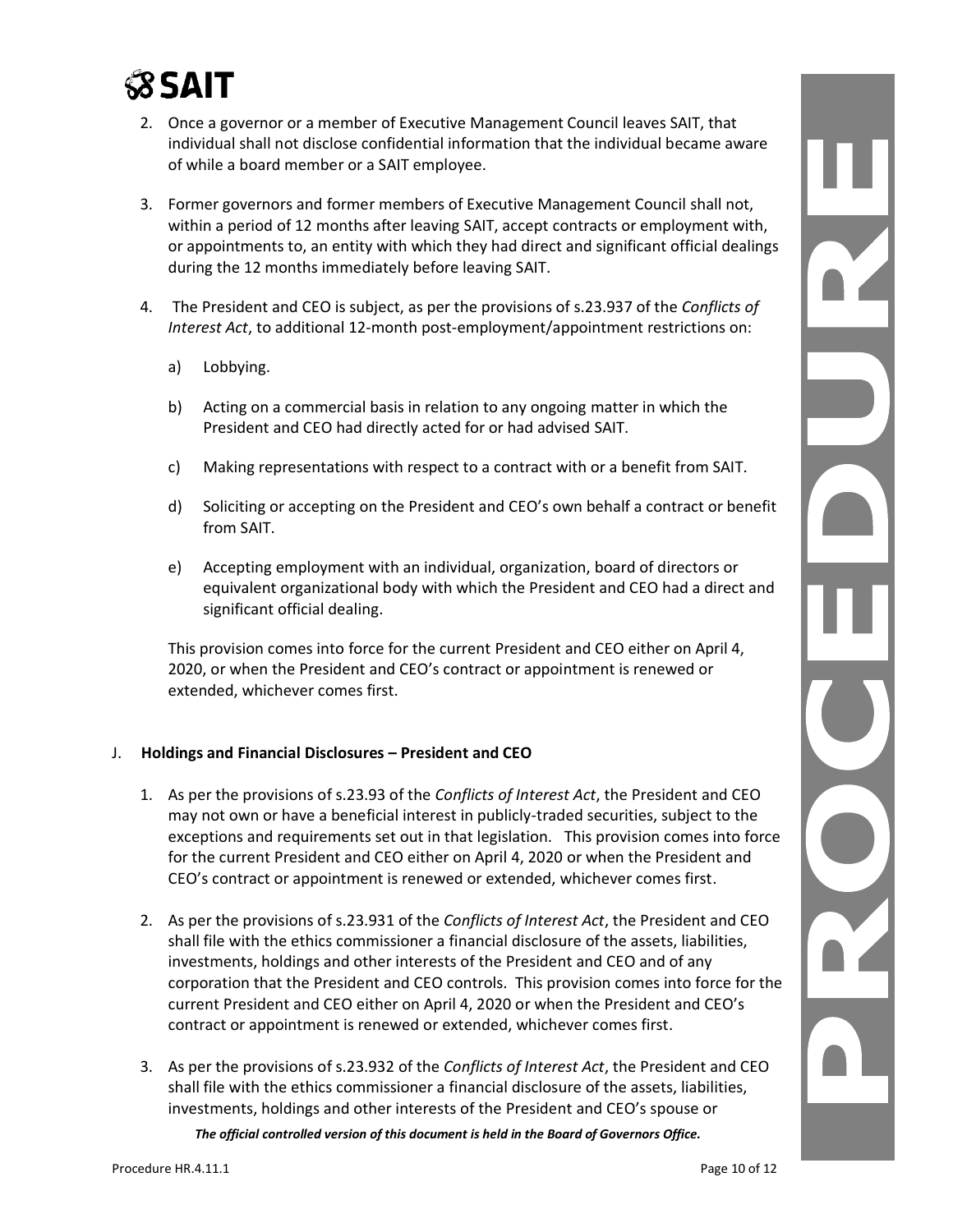2. Once a governor or a member of Executive Management Council leaves SAIT, that individual shall not disclose confidential information that the individual became aware of while a board member or a SAIT employee.

3. Former governors and former members of Executive Management Council shall not, within a period of 12 months after leaving SAIT, accept contracts or employment with, or appointments to, an entity with which they had direct and significant official dealings during the 12 months immediately before leaving SAIT.

4. The President and CEO is subject, as per the provisions of s.23.937 of the *Conflicts of Interest Act*, to additional 12-month post-employment/appointment restrictions on:

   a) Lobbying.

   b) Acting on a commercial basis in relation to any ongoing matter in which the President and CEO had directly acted for or had advised SAIT.

   c) Making representations with respect to a contract with or a benefit from SAIT.

   d) Soliciting or accepting on the President and CEO's own behalf a contract or benefit from SAIT.

   e) Accepting employment with an individual, organization, board of directors or equivalent organizational body with which the President and CEO had a direct and significant official dealing.

   This provision comes into force for the current President and CEO either on April 4, 2020, or when the President and CEO's contract or appointment is renewed or extended, whichever comes first.

## J. Holdings and Financial Disclosures – President and CEO

1. As per the provisions of s.23.93 of the *Conflicts of Interest Act*, the President and CEO may not own or have a beneficial interest in publicly-traded securities, subject to the exceptions and requirements set out in that legislation. This provision comes into force for the current President and CEO either on April 4, 2020 or when the President and CEO's contract or appointment is renewed or extended, whichever comes first.

2. As per the provisions of s.23.931 of the *Conflicts of Interest Act*, the President and CEO shall file with the ethics commissioner a financial disclosure of the assets, liabilities, investments, holdings and other interests of the President and CEO and of any corporation that the President and CEO controls. This provision comes into force for the current President and CEO either on April 4, 2020 or when the President and CEO's contract or appointment is renewed or extended, whichever comes first.

3. As per the provisions of s.23.932 of the *Conflicts of Interest Act*, the President and CEO shall file with the ethics commissioner a financial disclosure of the assets, liabilities, investments, holdings and other interests of the President and CEO's spouse or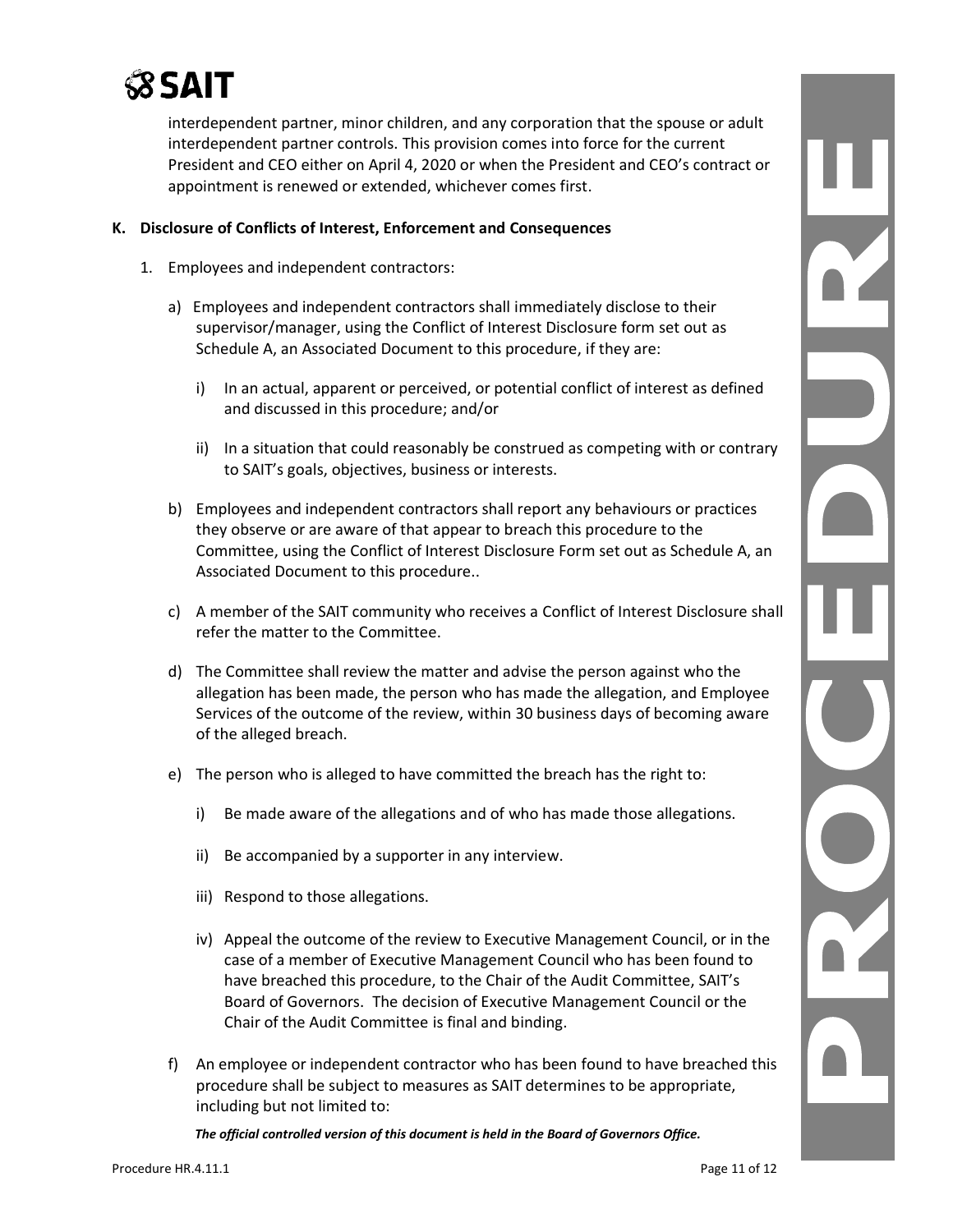interdependent partner, minor children, and any corporation that the spouse or adult interdependent partner controls. This provision comes into force for the current President and CEO either on April 4, 2020 or when the President and CEO's contract or appointment is renewed or extended, whichever comes first.

**K. Disclosure of Conflicts of Interest, Enforcement and Consequences**

1. Employees and independent contractors:

   a) Employees and independent contractors shall immediately disclose to their supervisor/manager, using the Conflict of Interest Disclosure form set out as Schedule A, an Associated Document to this procedure, if they are:

      i) In an actual, apparent or perceived, or potential conflict of interest as defined and discussed in this procedure; and/or

      ii) In a situation that could reasonably be construed as competing with or contrary to SAIT's goals, objectives, business or interests.

   b) Employees and independent contractors shall report any behaviours or practices they observe or are aware of that appear to breach this procedure to the Committee, using the Conflict of Interest Disclosure Form set out as Schedule A, an Associated Document to this procedure..

   c) A member of the SAIT community who receives a Conflict of Interest Disclosure shall refer the matter to the Committee.

   d) The Committee shall review the matter and advise the person against who the allegation has been made, the person who has made the allegation, and Employee Services of the outcome of the review, within 30 business days of becoming aware of the alleged breach.

   e) The person who is alleged to have committed the breach has the right to:

      i) Be made aware of the allegations and of who has made those allegations.

      ii) Be accompanied by a supporter in any interview.

      iii) Respond to those allegations.

      iv) Appeal the outcome of the review to Executive Management Council, or in the case of a member of Executive Management Council who has been found to have breached this procedure, to the Chair of the Audit Committee, SAIT's Board of Governors. The decision of Executive Management Council or the Chair of the Audit Committee is final and binding.

   f) An employee or independent contractor who has been found to have breached this procedure shall be subject to measures as SAIT determines to be appropriate, including but not limited to:

***The official controlled version of this document is held in the Board of Governors Office.***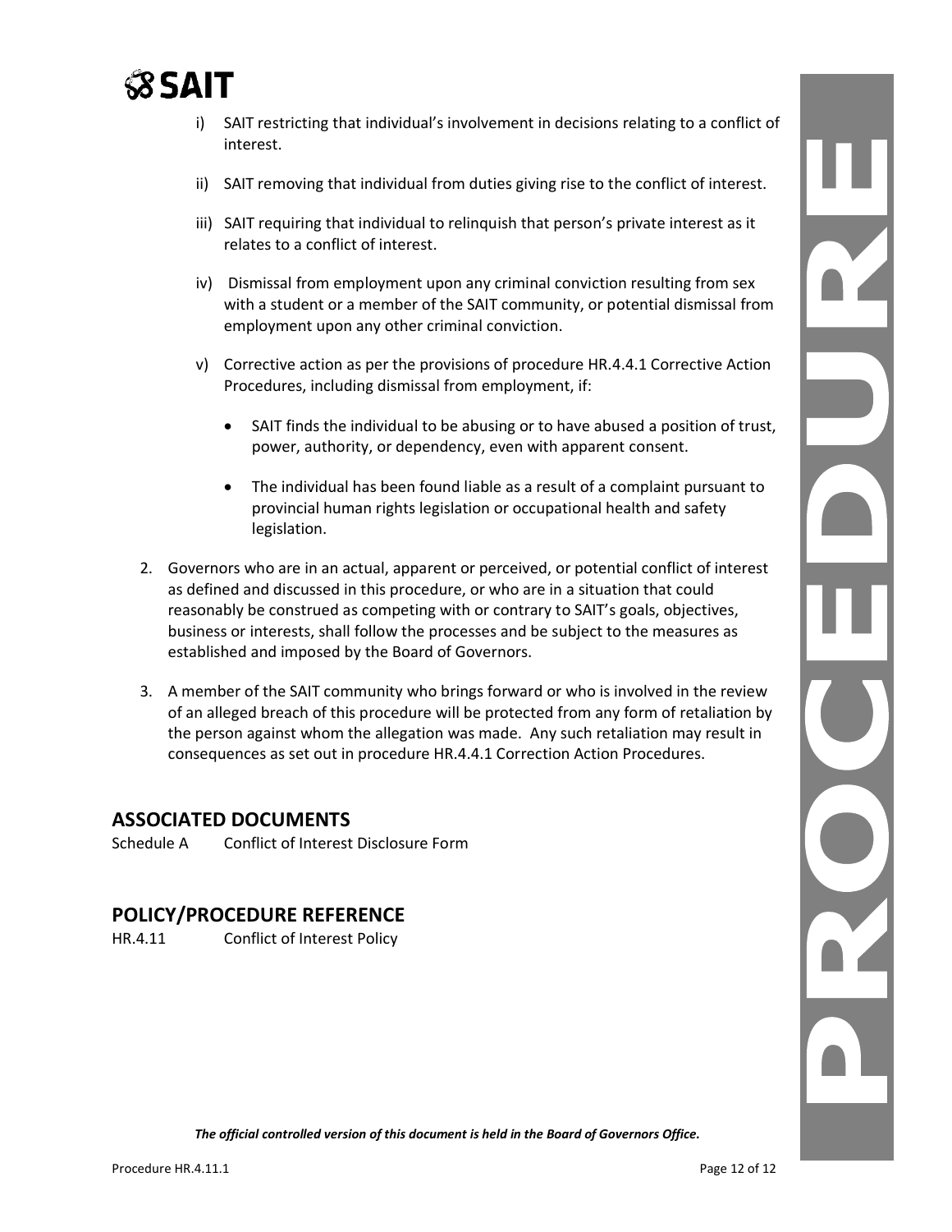i) SAIT restricting that individual's involvement in decisions relating to a conflict of interest.

ii) SAIT removing that individual from duties giving rise to the conflict of interest.

iii) SAIT requiring that individual to relinquish that person's private interest as it relates to a conflict of interest.

iv) Dismissal from employment upon any criminal conviction resulting from sex with a student or a member of the SAIT community, or potential dismissal from employment upon any other criminal conviction.

v) Corrective action as per the provisions of procedure HR.4.4.1 Corrective Action Procedures, including dismissal from employment, if:

- SAIT finds the individual to be abusing or to have abused a position of trust, power, authority, or dependency, even with apparent consent.
- The individual has been found liable as a result of a complaint pursuant to provincial human rights legislation or occupational health and safety legislation.

2. Governors who are in an actual, apparent or perceived, or potential conflict of interest as defined and discussed in this procedure, or who are in a situation that could reasonably be construed as competing with or contrary to SAIT's goals, objectives, business or interests, shall follow the processes and be subject to the measures as established and imposed by the Board of Governors.

3. A member of the SAIT community who brings forward or who is involved in the review of an alleged breach of this procedure will be protected from any form of retaliation by the person against whom the allegation was made. Any such retaliation may result in consequences as set out in procedure HR.4.4.1 Correction Action Procedures.

## ASSOCIATED DOCUMENTS

Schedule A Conflict of Interest Disclosure Form

## POLICY/PROCEDURE REFERENCE

HR.4.11 Conflict of Interest Policy

*The official controlled version of this document is held in the Board of Governors Office.*